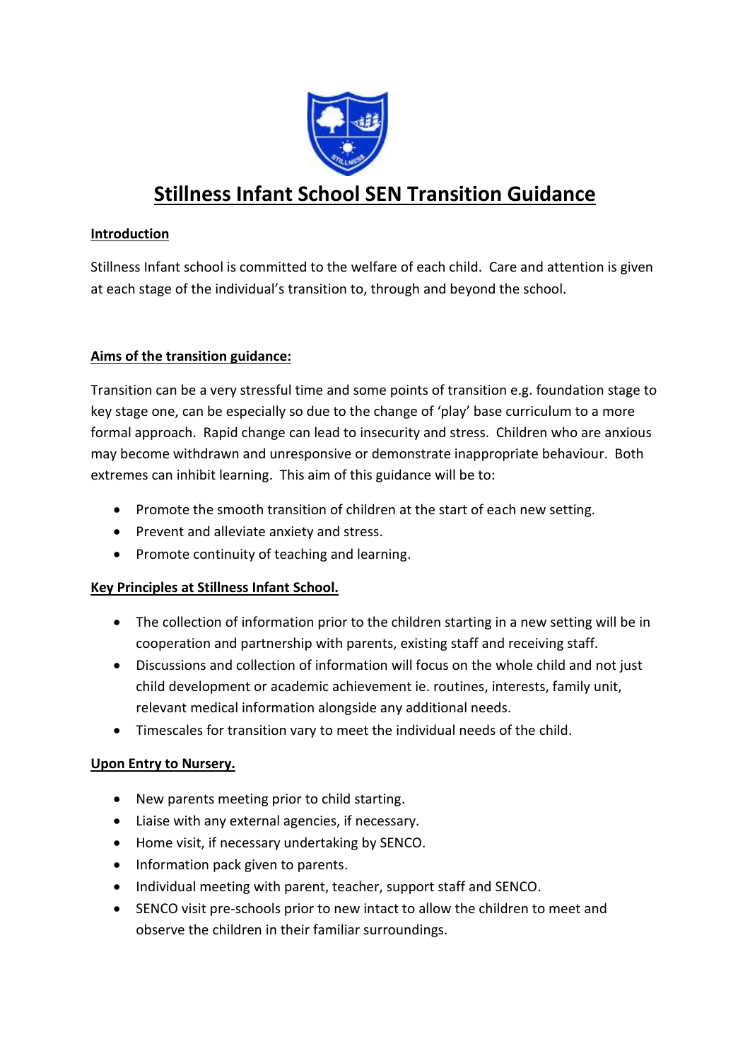# Stillness Infant School SEN Transition Guidance

## Introduction

Stillness Infant school is committed to the welfare of each child. Care and attention is given at each stage of the individual's transition to, through and beyond the school.

## Aims of the transition guidance:

Transition can be a very stressful time and some points of transition e.g. foundation stage to key stage one, can be especially so due to the change of 'play' base curriculum to a more formal approach. Rapid change can lead to insecurity and stress. Children who are anxious may become withdrawn and unresponsive or demonstrate inappropriate behaviour. Both extremes can inhibit learning. This aim of this guidance will be to:

- Promote the smooth transition of children at the start of each new setting.
- Prevent and alleviate anxiety and stress.
- Promote continuity of teaching and learning.

## Key Principles at Stillness Infant School.

- The collection of information prior to the children starting in a new setting will be in cooperation and partnership with parents, existing staff and receiving staff.
- Discussions and collection of information will focus on the whole child and not just child development or academic achievement ie. routines, interests, family unit, relevant medical information alongside any additional needs.
- Timescales for transition vary to meet the individual needs of the child.

## Upon Entry to Nursery.

- New parents meeting prior to child starting.
- Liaise with any external agencies, if necessary.
- Home visit, if necessary undertaking by SENCO.
- Information pack given to parents.
- Individual meeting with parent, teacher, support staff and SENCO.
- SENCO visit pre-schools prior to new intact to allow the children to meet and observe the children in their familiar surroundings.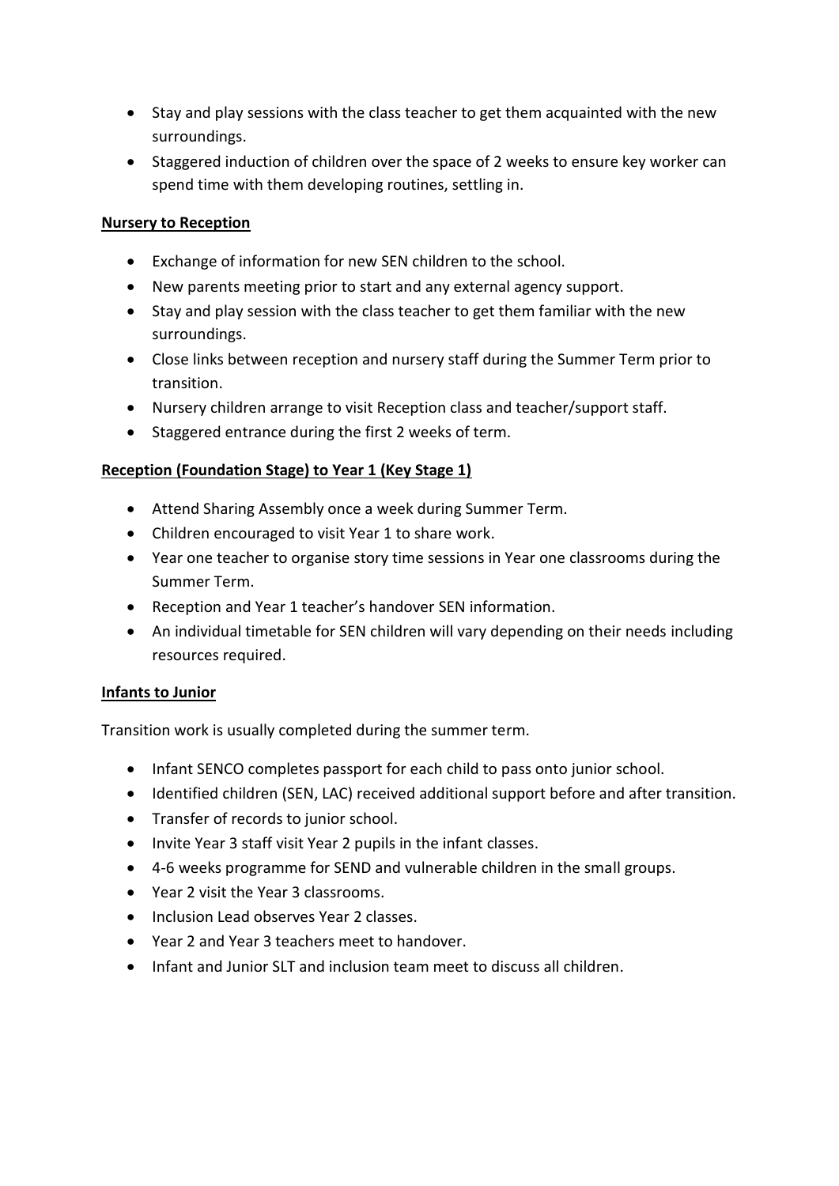- Stay and play sessions with the class teacher to get them acquainted with the new surroundings.
- Staggered induction of children over the space of 2 weeks to ensure key worker can spend time with them developing routines, settling in.

**Nursery to Reception**

- Exchange of information for new SEN children to the school.
- New parents meeting prior to start and any external agency support.
- Stay and play session with the class teacher to get them familiar with the new surroundings.
- Close links between reception and nursery staff during the Summer Term prior to transition.
- Nursery children arrange to visit Reception class and teacher/support staff.
- Staggered entrance during the first 2 weeks of term.

**Reception (Foundation Stage) to Year 1 (Key Stage 1)**

- Attend Sharing Assembly once a week during Summer Term.
- Children encouraged to visit Year 1 to share work.
- Year one teacher to organise story time sessions in Year one classrooms during the Summer Term.
- Reception and Year 1 teacher's handover SEN information.
- An individual timetable for SEN children will vary depending on their needs including resources required.

**Infants to Junior**

Transition work is usually completed during the summer term.

- Infant SENCO completes passport for each child to pass onto junior school.
- Identified children (SEN, LAC) received additional support before and after transition.
- Transfer of records to junior school.
- Invite Year 3 staff visit Year 2 pupils in the infant classes.
- 4-6 weeks programme for SEND and vulnerable children in the small groups.
- Year 2 visit the Year 3 classrooms.
- Inclusion Lead observes Year 2 classes.
- Year 2 and Year 3 teachers meet to handover.
- Infant and Junior SLT and inclusion team meet to discuss all children.